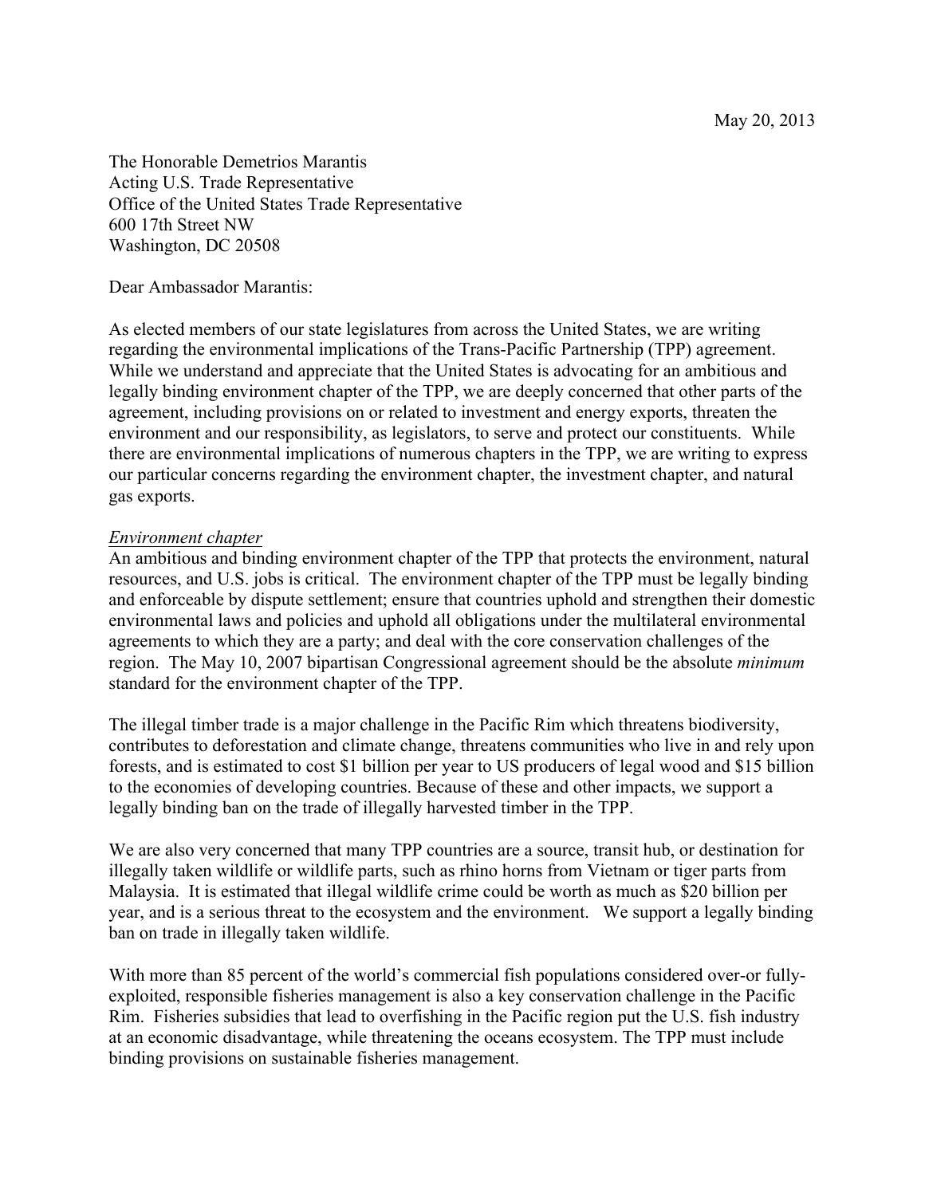May 20, 2013

The Honorable Demetrios Marantis
Acting U.S. Trade Representative
Office of the United States Trade Representative
600 17th Street NW
Washington, DC 20508

Dear Ambassador Marantis:

As elected members of our state legislatures from across the United States, we are writing regarding the environmental implications of the Trans-Pacific Partnership (TPP) agreement. While we understand and appreciate that the United States is advocating for an ambitious and legally binding environment chapter of the TPP, we are deeply concerned that other parts of the agreement, including provisions on or related to investment and energy exports, threaten the environment and our responsibility, as legislators, to serve and protect our constituents. While there are environmental implications of numerous chapters in the TPP, we are writing to express our particular concerns regarding the environment chapter, the investment chapter, and natural gas exports.

*Environment chapter*

An ambitious and binding environment chapter of the TPP that protects the environment, natural resources, and U.S. jobs is critical. The environment chapter of the TPP must be legally binding and enforceable by dispute settlement; ensure that countries uphold and strengthen their domestic environmental laws and policies and uphold all obligations under the multilateral environmental agreements to which they are a party; and deal with the core conservation challenges of the region. The May 10, 2007 bipartisan Congressional agreement should be the absolute *minimum* standard for the environment chapter of the TPP.

The illegal timber trade is a major challenge in the Pacific Rim which threatens biodiversity, contributes to deforestation and climate change, threatens communities who live in and rely upon forests, and is estimated to cost $1 billion per year to US producers of legal wood and $15 billion to the economies of developing countries. Because of these and other impacts, we support a legally binding ban on the trade of illegally harvested timber in the TPP.

We are also very concerned that many TPP countries are a source, transit hub, or destination for illegally taken wildlife or wildlife parts, such as rhino horns from Vietnam or tiger parts from Malaysia. It is estimated that illegal wildlife crime could be worth as much as $20 billion per year, and is a serious threat to the ecosystem and the environment. We support a legally binding ban on trade in illegally taken wildlife.

With more than 85 percent of the world's commercial fish populations considered over-or fully-exploited, responsible fisheries management is also a key conservation challenge in the Pacific Rim. Fisheries subsidies that lead to overfishing in the Pacific region put the U.S. fish industry at an economic disadvantage, while threatening the oceans ecosystem. The TPP must include binding provisions on sustainable fisheries management.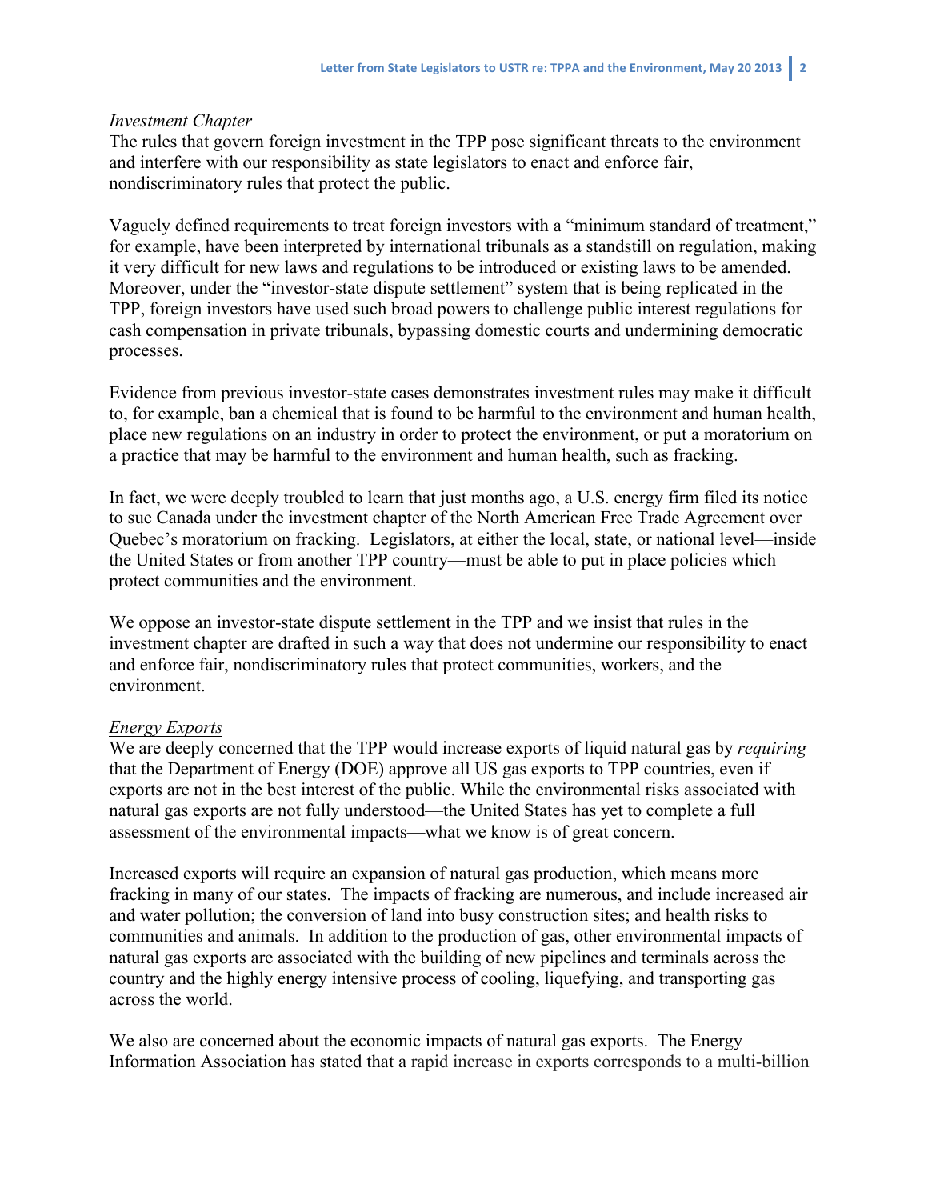*Investment Chapter*

The rules that govern foreign investment in the TPP pose significant threats to the environment and interfere with our responsibility as state legislators to enact and enforce fair, nondiscriminatory rules that protect the public.

Vaguely defined requirements to treat foreign investors with a "minimum standard of treatment," for example, have been interpreted by international tribunals as a standstill on regulation, making it very difficult for new laws and regulations to be introduced or existing laws to be amended. Moreover, under the "investor-state dispute settlement" system that is being replicated in the TPP, foreign investors have used such broad powers to challenge public interest regulations for cash compensation in private tribunals, bypassing domestic courts and undermining democratic processes.

Evidence from previous investor-state cases demonstrates investment rules may make it difficult to, for example, ban a chemical that is found to be harmful to the environment and human health, place new regulations on an industry in order to protect the environment, or put a moratorium on a practice that may be harmful to the environment and human health, such as fracking.

In fact, we were deeply troubled to learn that just months ago, a U.S. energy firm filed its notice to sue Canada under the investment chapter of the North American Free Trade Agreement over Quebec's moratorium on fracking. Legislators, at either the local, state, or national level—inside the United States or from another TPP country—must be able to put in place policies which protect communities and the environment.

We oppose an investor-state dispute settlement in the TPP and we insist that rules in the investment chapter are drafted in such a way that does not undermine our responsibility to enact and enforce fair, nondiscriminatory rules that protect communities, workers, and the environment.

*Energy Exports*

We are deeply concerned that the TPP would increase exports of liquid natural gas by *requiring* that the Department of Energy (DOE) approve all US gas exports to TPP countries, even if exports are not in the best interest of the public. While the environmental risks associated with natural gas exports are not fully understood—the United States has yet to complete a full assessment of the environmental impacts—what we know is of great concern.

Increased exports will require an expansion of natural gas production, which means more fracking in many of our states. The impacts of fracking are numerous, and include increased air and water pollution; the conversion of land into busy construction sites; and health risks to communities and animals. In addition to the production of gas, other environmental impacts of natural gas exports are associated with the building of new pipelines and terminals across the country and the highly energy intensive process of cooling, liquefying, and transporting gas across the world.

We also are concerned about the economic impacts of natural gas exports. The Energy Information Association has stated that a rapid increase in exports corresponds to a multi-billion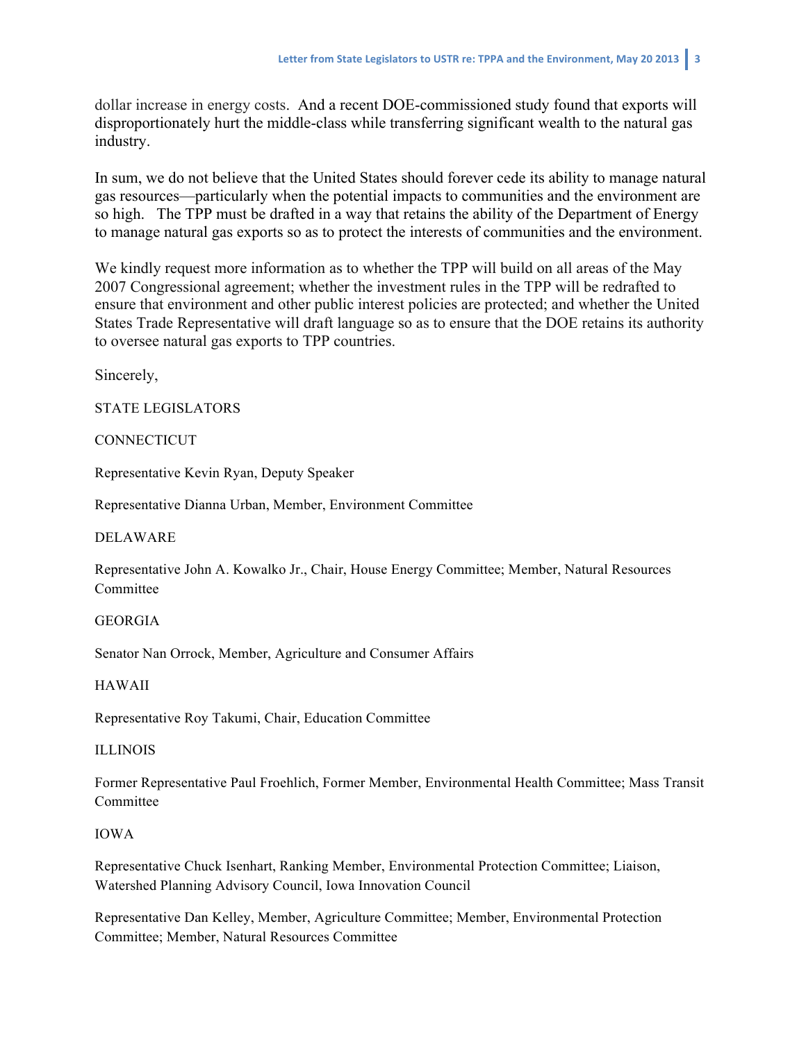dollar increase in energy costs. And a recent DOE-commissioned study found that exports will disproportionately hurt the middle-class while transferring significant wealth to the natural gas industry.

In sum, we do not believe that the United States should forever cede its ability to manage natural gas resources—particularly when the potential impacts to communities and the environment are so high. The TPP must be drafted in a way that retains the ability of the Department of Energy to manage natural gas exports so as to protect the interests of communities and the environment.

We kindly request more information as to whether the TPP will build on all areas of the May 2007 Congressional agreement; whether the investment rules in the TPP will be redrafted to ensure that environment and other public interest policies are protected; and whether the United States Trade Representative will draft language so as to ensure that the DOE retains its authority to oversee natural gas exports to TPP countries.

Sincerely,

STATE LEGISLATORS

CONNECTICUT

Representative Kevin Ryan, Deputy Speaker

Representative Dianna Urban, Member, Environment Committee

DELAWARE

Representative John A. Kowalko Jr., Chair, House Energy Committee; Member, Natural Resources Committee

GEORGIA

Senator Nan Orrock, Member, Agriculture and Consumer Affairs

HAWAII

Representative Roy Takumi, Chair, Education Committee

ILLINOIS

Former Representative Paul Froehlich, Former Member, Environmental Health Committee; Mass Transit Committee

IOWA

Representative Chuck Isenhart, Ranking Member, Environmental Protection Committee; Liaison, Watershed Planning Advisory Council, Iowa Innovation Council

Representative Dan Kelley, Member, Agriculture Committee; Member, Environmental Protection Committee; Member, Natural Resources Committee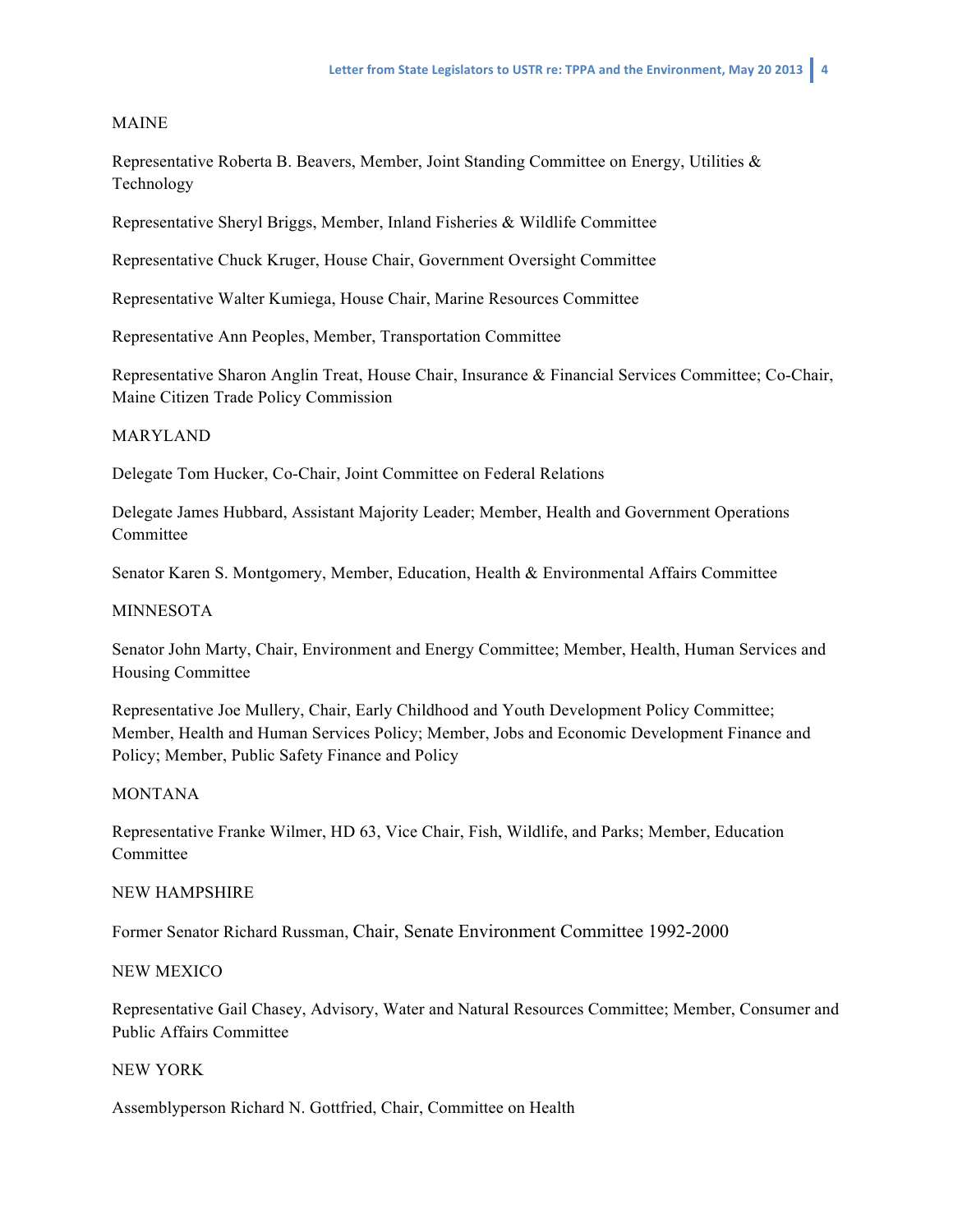MAINE

Representative Roberta B. Beavers, Member, Joint Standing Committee on Energy, Utilities & Technology

Representative Sheryl Briggs, Member, Inland Fisheries & Wildlife Committee

Representative Chuck Kruger, House Chair, Government Oversight Committee

Representative Walter Kumiega, House Chair, Marine Resources Committee

Representative Ann Peoples, Member, Transportation Committee

Representative Sharon Anglin Treat, House Chair, Insurance & Financial Services Committee; Co-Chair, Maine Citizen Trade Policy Commission

MARYLAND

Delegate Tom Hucker, Co-Chair, Joint Committee on Federal Relations

Delegate James Hubbard, Assistant Majority Leader; Member, Health and Government Operations Committee

Senator Karen S. Montgomery, Member, Education, Health & Environmental Affairs Committee

MINNESOTA

Senator John Marty, Chair, Environment and Energy Committee; Member, Health, Human Services and Housing Committee

Representative Joe Mullery, Chair, Early Childhood and Youth Development Policy Committee; Member, Health and Human Services Policy; Member, Jobs and Economic Development Finance and Policy; Member, Public Safety Finance and Policy

MONTANA

Representative Franke Wilmer, HD 63, Vice Chair, Fish, Wildlife, and Parks; Member, Education Committee

NEW HAMPSHIRE

Former Senator Richard Russman, Chair, Senate Environment Committee 1992-2000

NEW MEXICO

Representative Gail Chasey, Advisory, Water and Natural Resources Committee; Member, Consumer and Public Affairs Committee

NEW YORK

Assemblyperson Richard N. Gottfried, Chair, Committee on Health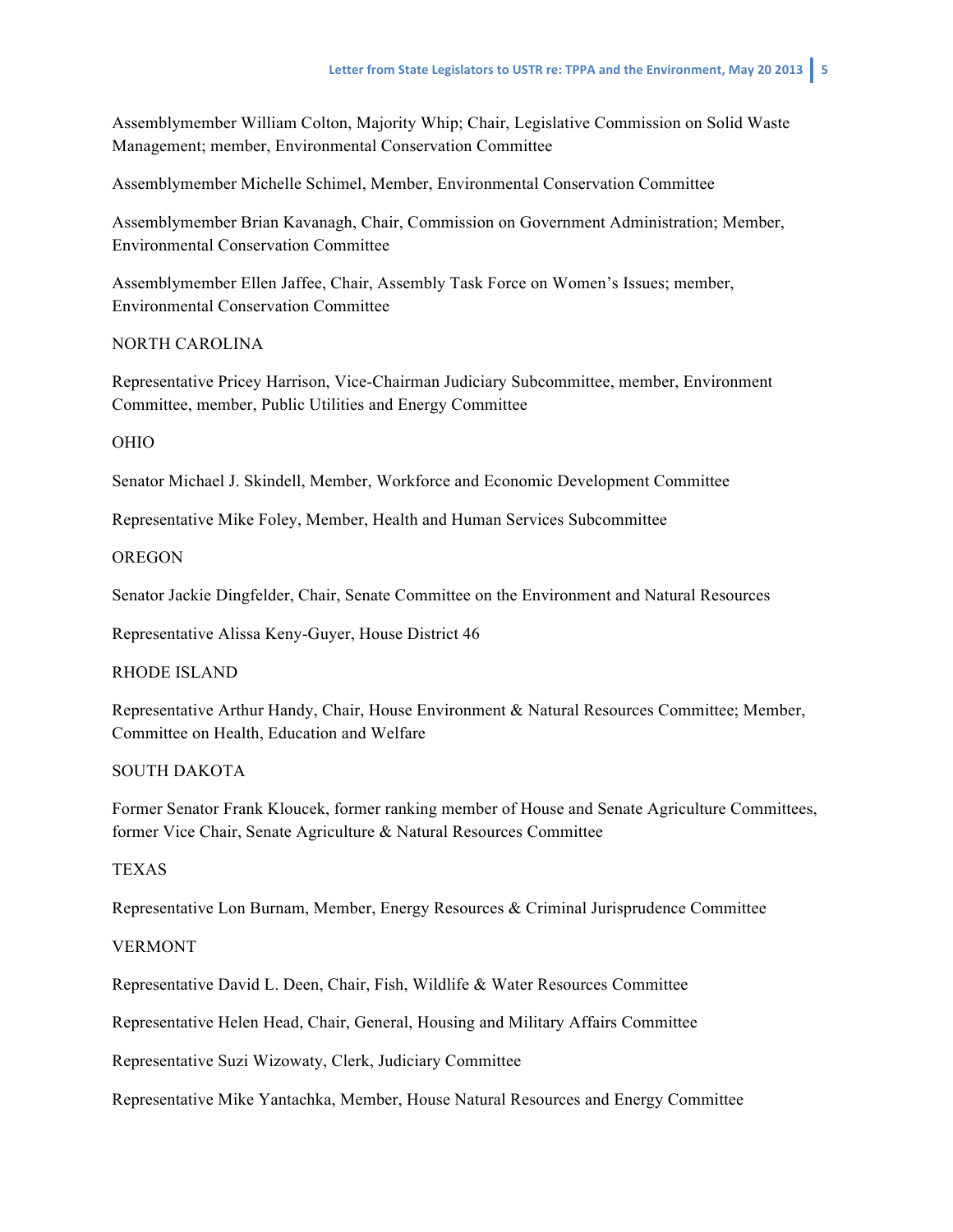Assemblymember William Colton, Majority Whip; Chair, Legislative Commission on Solid Waste Management; member, Environmental Conservation Committee

Assemblymember Michelle Schimel, Member, Environmental Conservation Committee

Assemblymember Brian Kavanagh, Chair, Commission on Government Administration; Member, Environmental Conservation Committee

Assemblymember Ellen Jaffee, Chair, Assembly Task Force on Women's Issues; member, Environmental Conservation Committee

NORTH CAROLINA

Representative Pricey Harrison, Vice-Chairman Judiciary Subcommittee, member, Environment Committee, member, Public Utilities and Energy Committee

OHIO

Senator Michael J. Skindell, Member, Workforce and Economic Development Committee

Representative Mike Foley, Member, Health and Human Services Subcommittee

OREGON

Senator Jackie Dingfelder, Chair, Senate Committee on the Environment and Natural Resources

Representative Alissa Keny-Guyer, House District 46

RHODE ISLAND

Representative Arthur Handy, Chair, House Environment & Natural Resources Committee; Member, Committee on Health, Education and Welfare

SOUTH DAKOTA

Former Senator Frank Kloucek, former ranking member of House and Senate Agriculture Committees, former Vice Chair, Senate Agriculture & Natural Resources Committee

TEXAS

Representative Lon Burnam, Member, Energy Resources & Criminal Jurisprudence Committee

VERMONT

Representative David L. Deen, Chair, Fish, Wildlife & Water Resources Committee

Representative Helen Head, Chair, General, Housing and Military Affairs Committee

Representative Suzi Wizowaty, Clerk, Judiciary Committee

Representative Mike Yantachka, Member, House Natural Resources and Energy Committee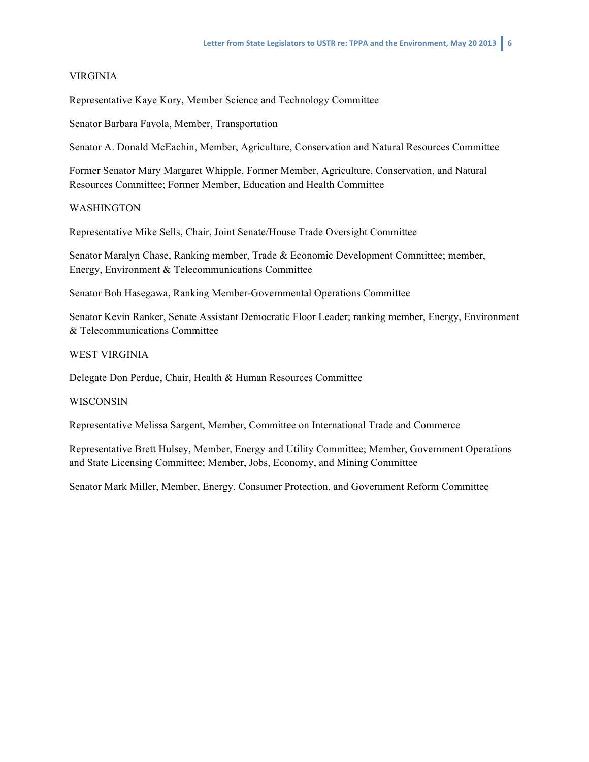VIRGINIA

Representative Kaye Kory, Member Science and Technology Committee

Senator Barbara Favola, Member, Transportation

Senator A. Donald McEachin, Member, Agriculture, Conservation and Natural Resources Committee

Former Senator Mary Margaret Whipple, Former Member, Agriculture, Conservation, and Natural Resources Committee; Former Member, Education and Health Committee

WASHINGTON

Representative Mike Sells, Chair, Joint Senate/House Trade Oversight Committee

Senator Maralyn Chase, Ranking member, Trade & Economic Development Committee; member, Energy, Environment & Telecommunications Committee

Senator Bob Hasegawa, Ranking Member-Governmental Operations Committee

Senator Kevin Ranker, Senate Assistant Democratic Floor Leader; ranking member, Energy, Environment & Telecommunications Committee

WEST VIRGINIA

Delegate Don Perdue, Chair, Health & Human Resources Committee

WISCONSIN

Representative Melissa Sargent, Member, Committee on International Trade and Commerce

Representative Brett Hulsey, Member, Energy and Utility Committee; Member, Government Operations and State Licensing Committee; Member, Jobs, Economy, and Mining Committee

Senator Mark Miller, Member, Energy, Consumer Protection, and Government Reform Committee